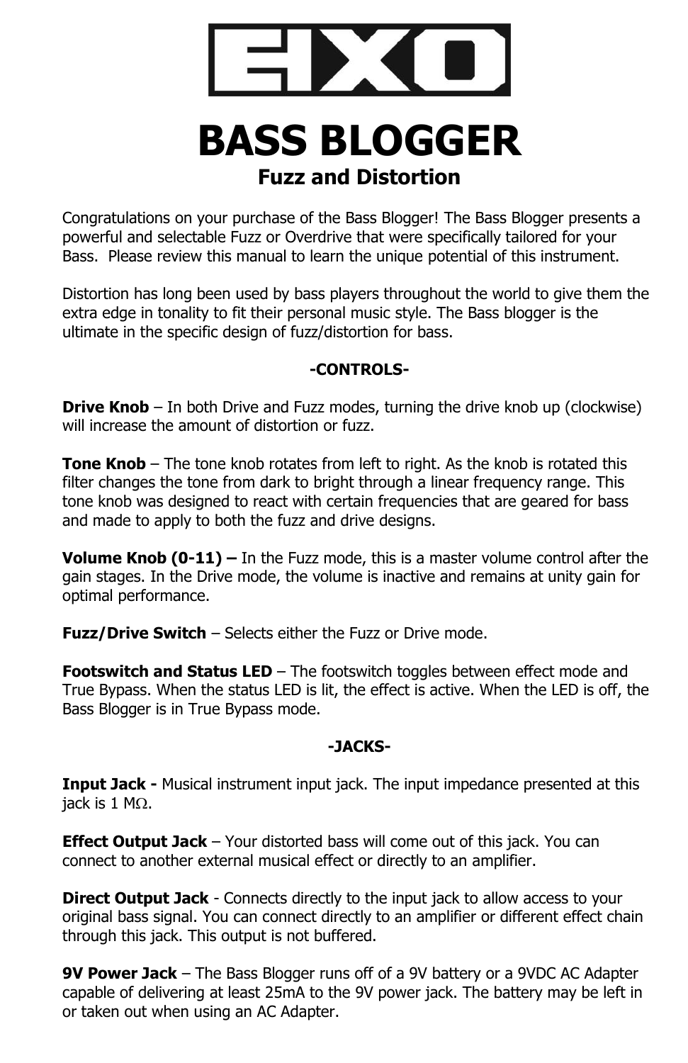EHX

# BASS BLOGGER

## Fuzz and Distortion

Congratulations on your purchase of the Bass Blogger! The Bass Blogger presents a powerful and selectable Fuzz or Overdrive that were specifically tailored for your Bass. Please review this manual to learn the unique potential of this instrument.

Distortion has long been used by bass players throughout the world to give them the extra edge in tonality to fit their personal music style. The Bass blogger is the ultimate in the specific design of fuzz/distortion for bass.

### -CONTROLS-

**Drive Knob** – In both Drive and Fuzz modes, turning the drive knob up (clockwise) will increase the amount of distortion or fuzz.

**Tone Knob** – The tone knob rotates from left to right. As the knob is rotated this filter changes the tone from dark to bright through a linear frequency range. This tone knob was designed to react with certain frequencies that are geared for bass and made to apply to both the fuzz and drive designs.

**Volume Knob (0-11) –** In the Fuzz mode, this is a master volume control after the gain stages. In the Drive mode, the volume is inactive and remains at unity gain for optimal performance.

**Fuzz/Drive Switch** – Selects either the Fuzz or Drive mode.

**Footswitch and Status LED** – The footswitch toggles between effect mode and True Bypass. When the status LED is lit, the effect is active. When the LED is off, the Bass Blogger is in True Bypass mode.

### -JACKS-

**Input Jack -** Musical instrument input jack. The input impedance presented at this jack is 1 MΩ.

**Effect Output Jack** – Your distorted bass will come out of this jack. You can connect to another external musical effect or directly to an amplifier.

**Direct Output Jack** - Connects directly to the input jack to allow access to your original bass signal. You can connect directly to an amplifier or different effect chain through this jack. This output is not buffered.

**9V Power Jack** – The Bass Blogger runs off of a 9V battery or a 9VDC AC Adapter capable of delivering at least 25mA to the 9V power jack. The battery may be left in or taken out when using an AC Adapter.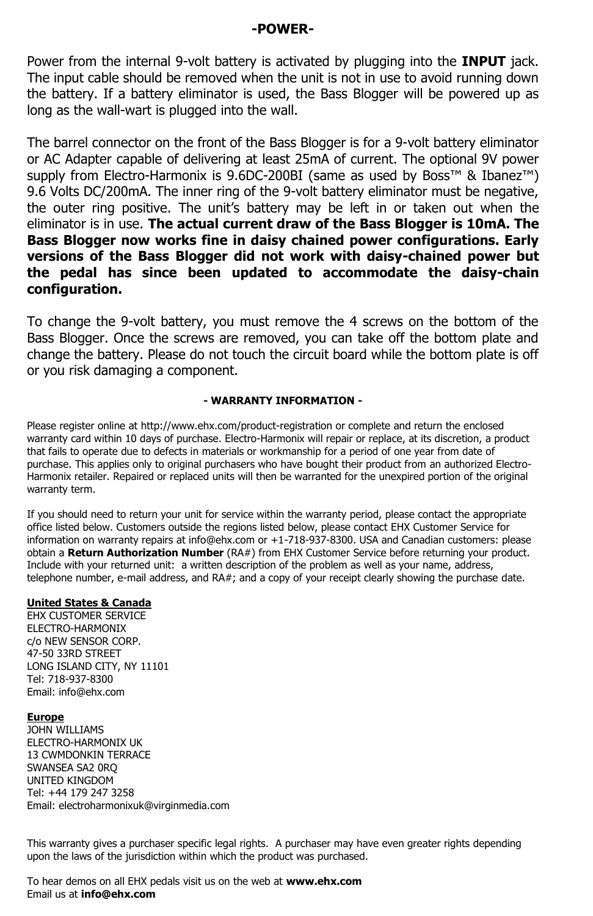## -POWER-

Power from the internal 9-volt battery is activated by plugging into the **INPUT** jack. The input cable should be removed when the unit is not in use to avoid running down the battery. If a battery eliminator is used, the Bass Blogger will be powered up as long as the wall-wart is plugged into the wall.

The barrel connector on the front of the Bass Blogger is for a 9-volt battery eliminator or AC Adapter capable of delivering at least 25mA of current. The optional 9V power supply from Electro-Harmonix is 9.6DC-200BI (same as used by Boss™ & Ibanez™) 9.6 Volts DC/200mA. The inner ring of the 9-volt battery eliminator must be negative, the outer ring positive. The unit's battery may be left in or taken out when the eliminator is in use. **The actual current draw of the Bass Blogger is 10mA. The Bass Blogger now works fine in daisy chained power configurations. Early versions of the Bass Blogger did not work with daisy-chained power but the pedal has since been updated to accommodate the daisy-chain configuration.**

To change the 9-volt battery, you must remove the 4 screws on the bottom of the Bass Blogger. Once the screws are removed, you can take off the bottom plate and change the battery. Please do not touch the circuit board while the bottom plate is off or you risk damaging a component.

### - WARRANTY INFORMATION -

Please register online at http://www.ehx.com/product-registration or complete and return the enclosed warranty card within 10 days of purchase. Electro-Harmonix will repair or replace, at its discretion, a product that fails to operate due to defects in materials or workmanship for a period of one year from date of purchase. This applies only to original purchasers who have bought their product from an authorized Electro-Harmonix retailer. Repaired or replaced units will then be warranted for the unexpired portion of the original warranty term.

If you should need to return your unit for service within the warranty period, please contact the appropriate office listed below. Customers outside the regions listed below, please contact EHX Customer Service for information on warranty repairs at info@ehx.com or +1-718-937-8300. USA and Canadian customers: please obtain a **Return Authorization Number** (RA#) from EHX Customer Service before returning your product. Include with your returned unit: a written description of the problem as well as your name, address, telephone number, e-mail address, and RA#; and a copy of your receipt clearly showing the purchase date.

**United States & Canada**
EHX CUSTOMER SERVICE
ELECTRO-HARMONIX
c/o NEW SENSOR CORP.
47-50 33RD STREET
LONG ISLAND CITY, NY 11101
Tel: 718-937-8300
Email: info@ehx.com

**Europe**
JOHN WILLIAMS
ELECTRO-HARMONIX UK
13 CWMDONKIN TERRACE
SWANSEA SA2 0RQ
UNITED KINGDOM
Tel: +44 179 247 3258
Email: electroharmonixuk@virginmedia.com

This warranty gives a purchaser specific legal rights. A purchaser may have even greater rights depending upon the laws of the jurisdiction within which the product was purchased.

To hear demos on all EHX pedals visit us on the web at **www.ehx.com**
Email us at **info@ehx.com**